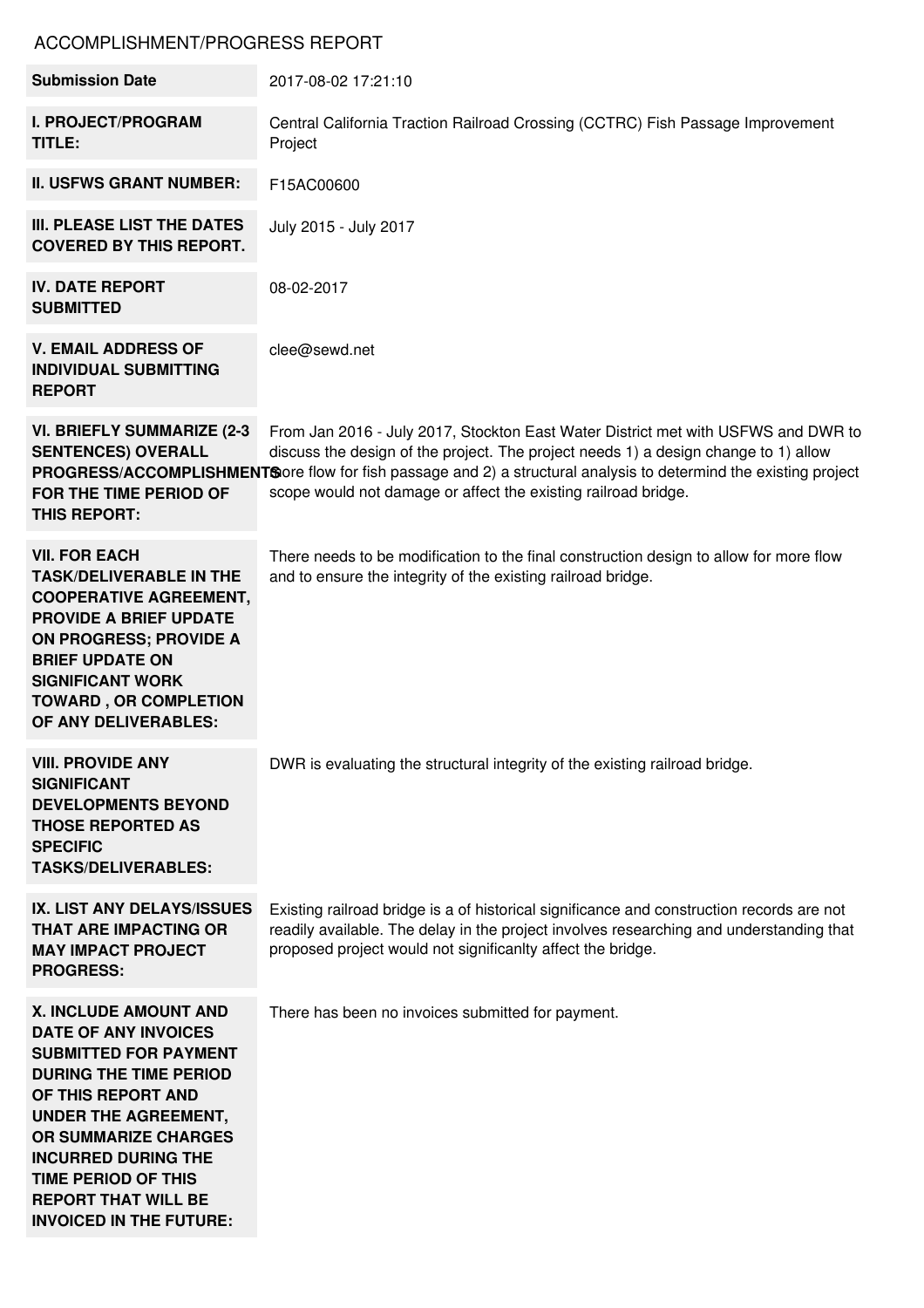# ACCOMPLISHMENT/PROGRESS REPORT

| | |
|---|---|
| **Submission Date** | 2017-08-02 17:21:10 |
| **I. PROJECT/PROGRAM TITLE:** | Central California Traction Railroad Crossing (CCTRC) Fish Passage Improvement Project |
| **II. USFWS GRANT NUMBER:** | F15AC00600 |
| **III. PLEASE LIST THE DATES COVERED BY THIS REPORT.** | July 2015 - July 2017 |
| **IV. DATE REPORT SUBMITTED** | 08-02-2017 |
| **V. EMAIL ADDRESS OF INDIVIDUAL SUBMITTING REPORT** | clee@sewd.net |
| **VI. BRIEFLY SUMMARIZE (2-3 SENTENCES) OVERALL PROGRESS/ACCOMPLISHMENTS FOR THE TIME PERIOD OF THIS REPORT:** | From Jan 2016 - July 2017, Stockton East Water District met with USFWS and DWR to discuss the design of the project. The project needs 1) a design change to 1) allow more flow for fish passage and 2) a structural analysis to determind the existing project scope would not damage or affect the existing railroad bridge. |
| **VII. FOR EACH TASK/DELIVERABLE IN THE COOPERATIVE AGREEMENT, PROVIDE A BRIEF UPDATE ON PROGRESS; PROVIDE A BRIEF UPDATE ON SIGNIFICANT WORK TOWARD , OR COMPLETION OF ANY DELIVERABLES:** | There needs to be modification to the final construction design to allow for more flow and to ensure the integrity of the existing railroad bridge. |
| **VIII. PROVIDE ANY SIGNIFICANT DEVELOPMENTS BEYOND THOSE REPORTED AS SPECIFIC TASKS/DELIVERABLES:** | DWR is evaluating the structural integrity of the existing railroad bridge. |
| **IX. LIST ANY DELAYS/ISSUES THAT ARE IMPACTING OR MAY IMPACT PROJECT PROGRESS:** | Existing railroad bridge is a of historical significance and construction records are not readily available. The delay in the project involves researching and understanding that proposed project would not significanlty affect the bridge. |
| **X. INCLUDE AMOUNT AND DATE OF ANY INVOICES SUBMITTED FOR PAYMENT DURING THE TIME PERIOD OF THIS REPORT AND UNDER THE AGREEMENT, OR SUMMARIZE CHARGES INCURRED DURING THE TIME PERIOD OF THIS REPORT THAT WILL BE INVOICED IN THE FUTURE:** | There has been no invoices submitted for payment. |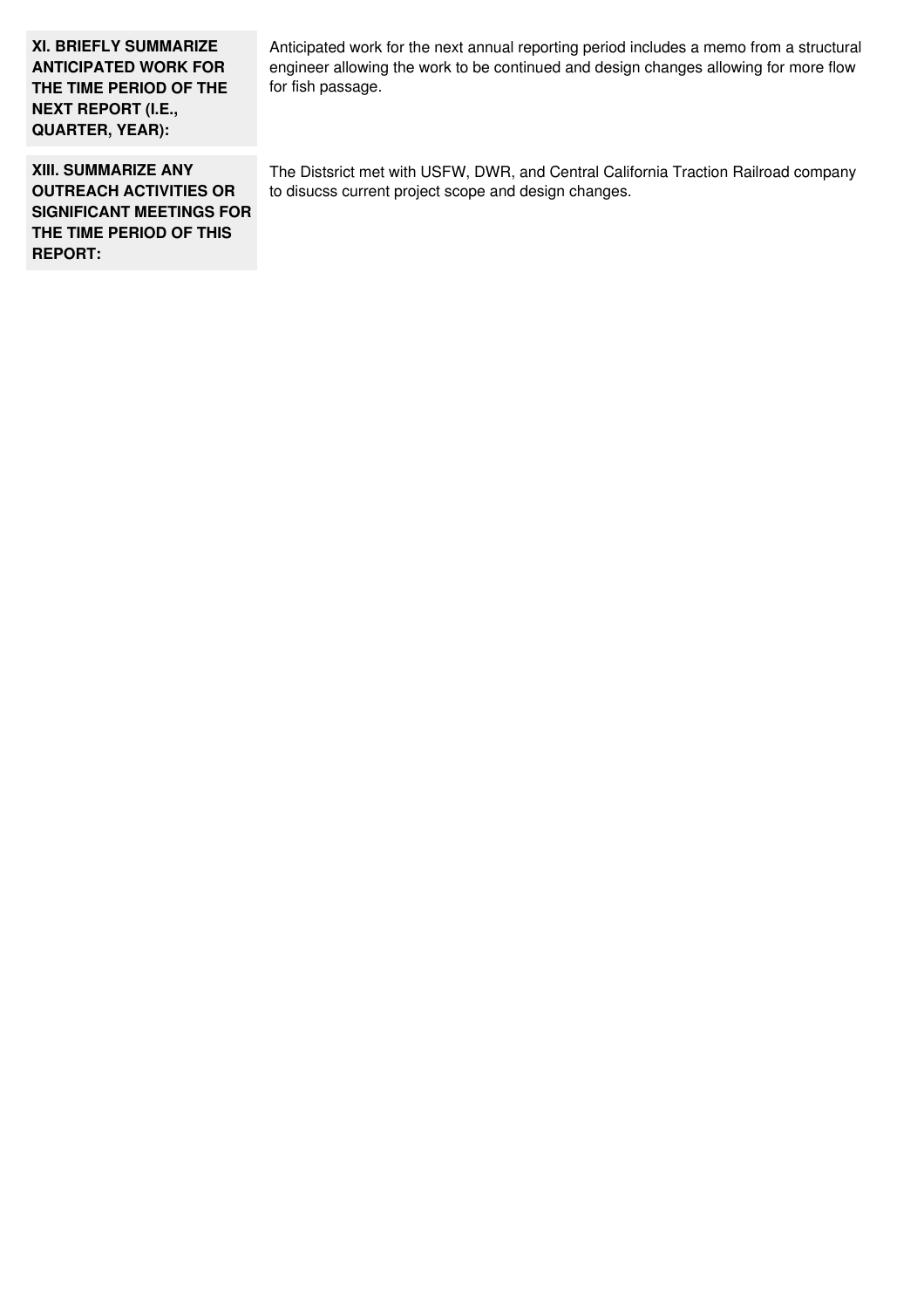| | |
|---|---|
| **XI. BRIEFLY SUMMARIZE ANTICIPATED WORK FOR THE TIME PERIOD OF THE NEXT REPORT (I.E., QUARTER, YEAR):** | Anticipated work for the next annual reporting period includes a memo from a structural engineer allowing the work to be continued and design changes allowing for more flow for fish passage. |
| **XIII. SUMMARIZE ANY OUTREACH ACTIVITIES OR SIGNIFICANT MEETINGS FOR THE TIME PERIOD OF THIS REPORT:** | The Distsrict met with USFW, DWR, and Central California Traction Railroad company to disucss current project scope and design changes. |